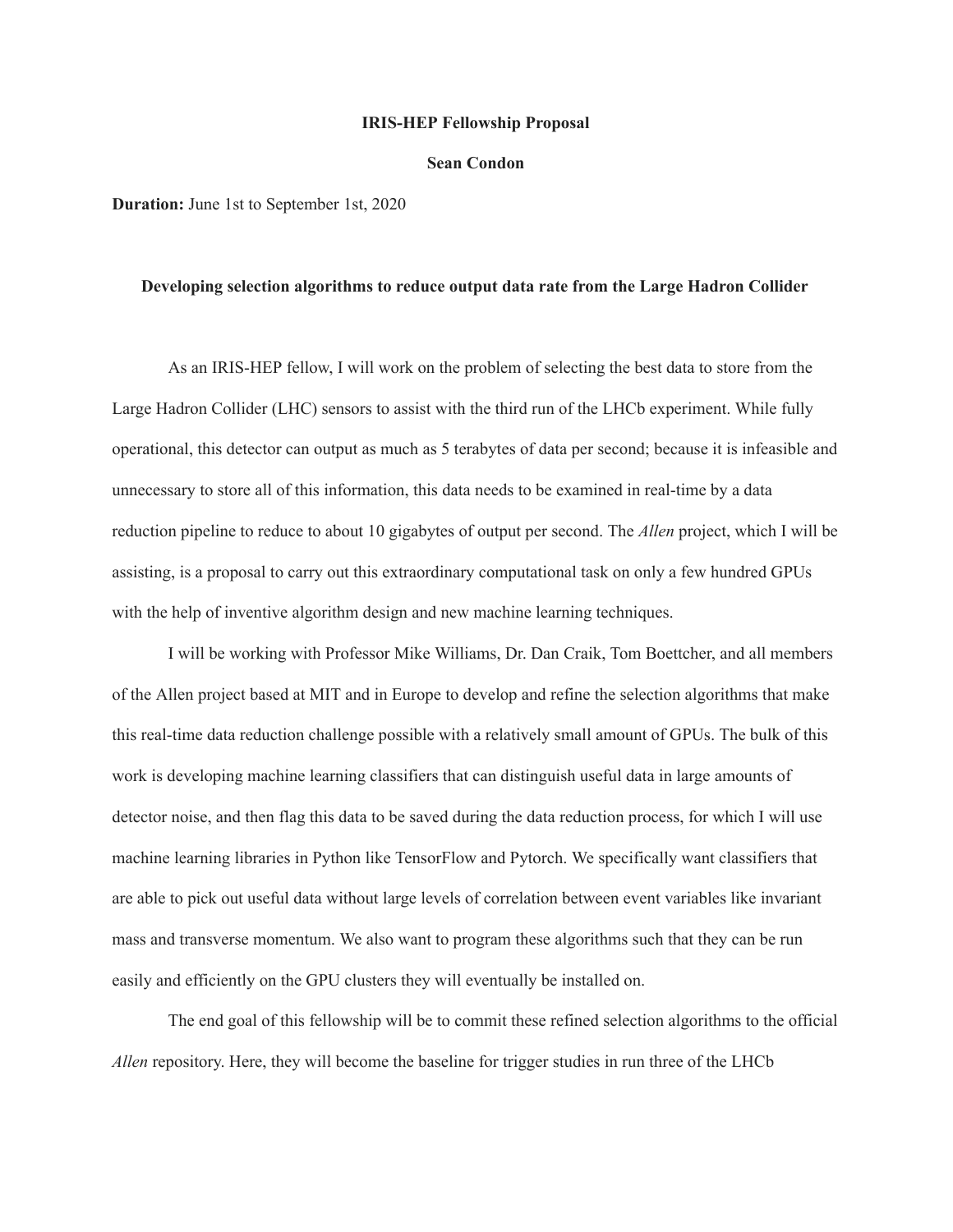**IRIS-HEP Fellowship Proposal**

**Sean Condon**

**Duration:** June 1st to September 1st, 2020

**Developing selection algorithms to reduce output data rate from the Large Hadron Collider**

As an IRIS-HEP fellow, I will work on the problem of selecting the best data to store from the Large Hadron Collider (LHC) sensors to assist with the third run of the LHCb experiment. While fully operational, this detector can output as much as 5 terabytes of data per second; because it is infeasible and unnecessary to store all of this information, this data needs to be examined in real-time by a data reduction pipeline to reduce to about 10 gigabytes of output per second. The *Allen* project, which I will be assisting, is a proposal to carry out this extraordinary computational task on only a few hundred GPUs with the help of inventive algorithm design and new machine learning techniques.

I will be working with Professor Mike Williams, Dr. Dan Craik, Tom Boettcher, and all members of the Allen project based at MIT and in Europe to develop and refine the selection algorithms that make this real-time data reduction challenge possible with a relatively small amount of GPUs. The bulk of this work is developing machine learning classifiers that can distinguish useful data in large amounts of detector noise, and then flag this data to be saved during the data reduction process, for which I will use machine learning libraries in Python like TensorFlow and Pytorch. We specifically want classifiers that are able to pick out useful data without large levels of correlation between event variables like invariant mass and transverse momentum. We also want to program these algorithms such that they can be run easily and efficiently on the GPU clusters they will eventually be installed on.

The end goal of this fellowship will be to commit these refined selection algorithms to the official *Allen* repository. Here, they will become the baseline for trigger studies in run three of the LHCb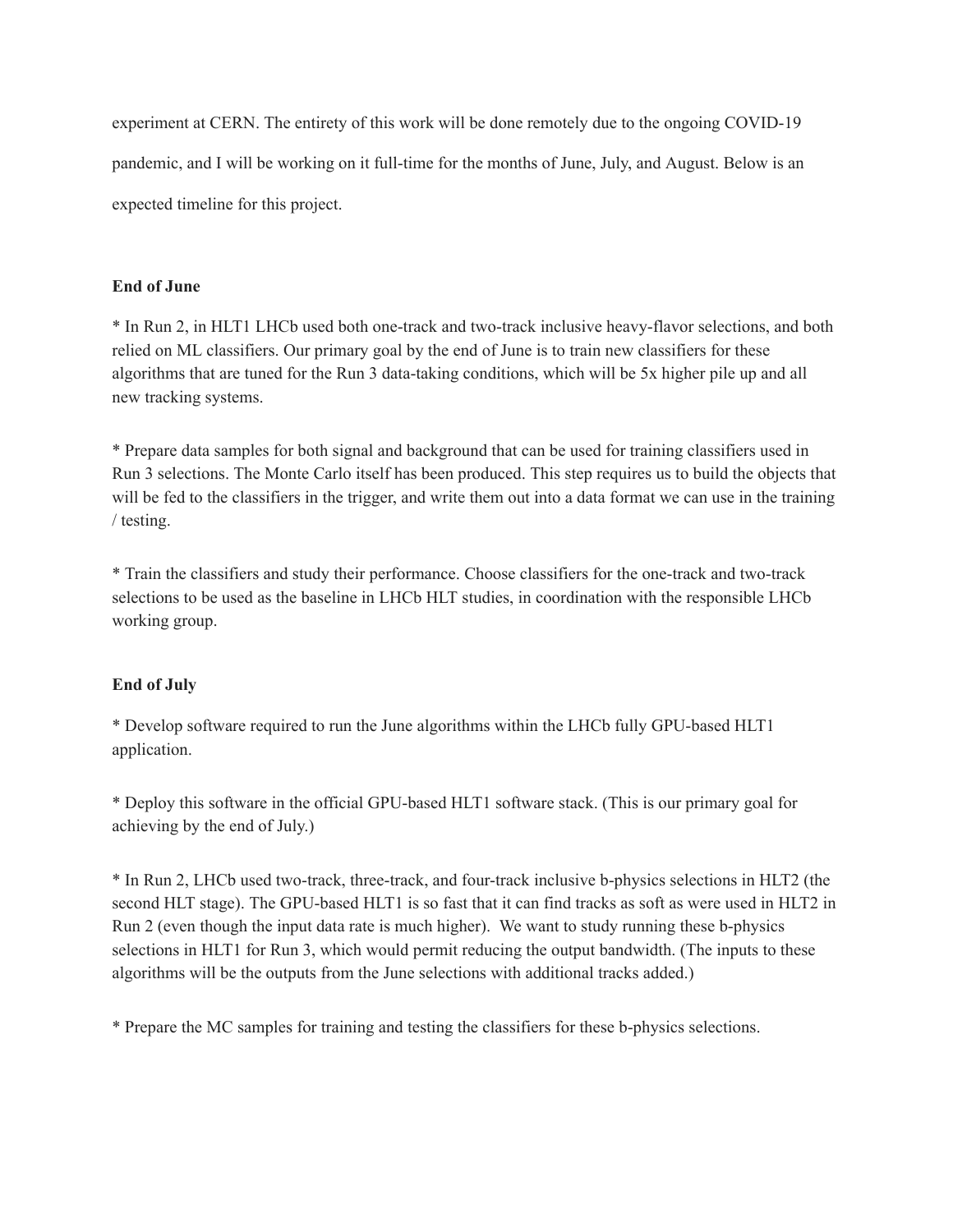experiment at CERN. The entirety of this work will be done remotely due to the ongoing COVID-19 pandemic, and I will be working on it full-time for the months of June, July, and August. Below is an expected timeline for this project.

**End of June**

* In Run 2, in HLT1 LHCb used both one-track and two-track inclusive heavy-flavor selections, and both relied on ML classifiers. Our primary goal by the end of June is to train new classifiers for these algorithms that are tuned for the Run 3 data-taking conditions, which will be 5x higher pile up and all new tracking systems.

* Prepare data samples for both signal and background that can be used for training classifiers used in Run 3 selections. The Monte Carlo itself has been produced. This step requires us to build the objects that will be fed to the classifiers in the trigger, and write them out into a data format we can use in the training / testing.

* Train the classifiers and study their performance. Choose classifiers for the one-track and two-track selections to be used as the baseline in LHCb HLT studies, in coordination with the responsible LHCb working group.

**End of July**

* Develop software required to run the June algorithms within the LHCb fully GPU-based HLT1 application.

* Deploy this software in the official GPU-based HLT1 software stack. (This is our primary goal for achieving by the end of July.)

* In Run 2, LHCb used two-track, three-track, and four-track inclusive b-physics selections in HLT2 (the second HLT stage). The GPU-based HLT1 is so fast that it can find tracks as soft as were used in HLT2 in Run 2 (even though the input data rate is much higher). We want to study running these b-physics selections in HLT1 for Run 3, which would permit reducing the output bandwidth. (The inputs to these algorithms will be the outputs from the June selections with additional tracks added.)

* Prepare the MC samples for training and testing the classifiers for these b-physics selections.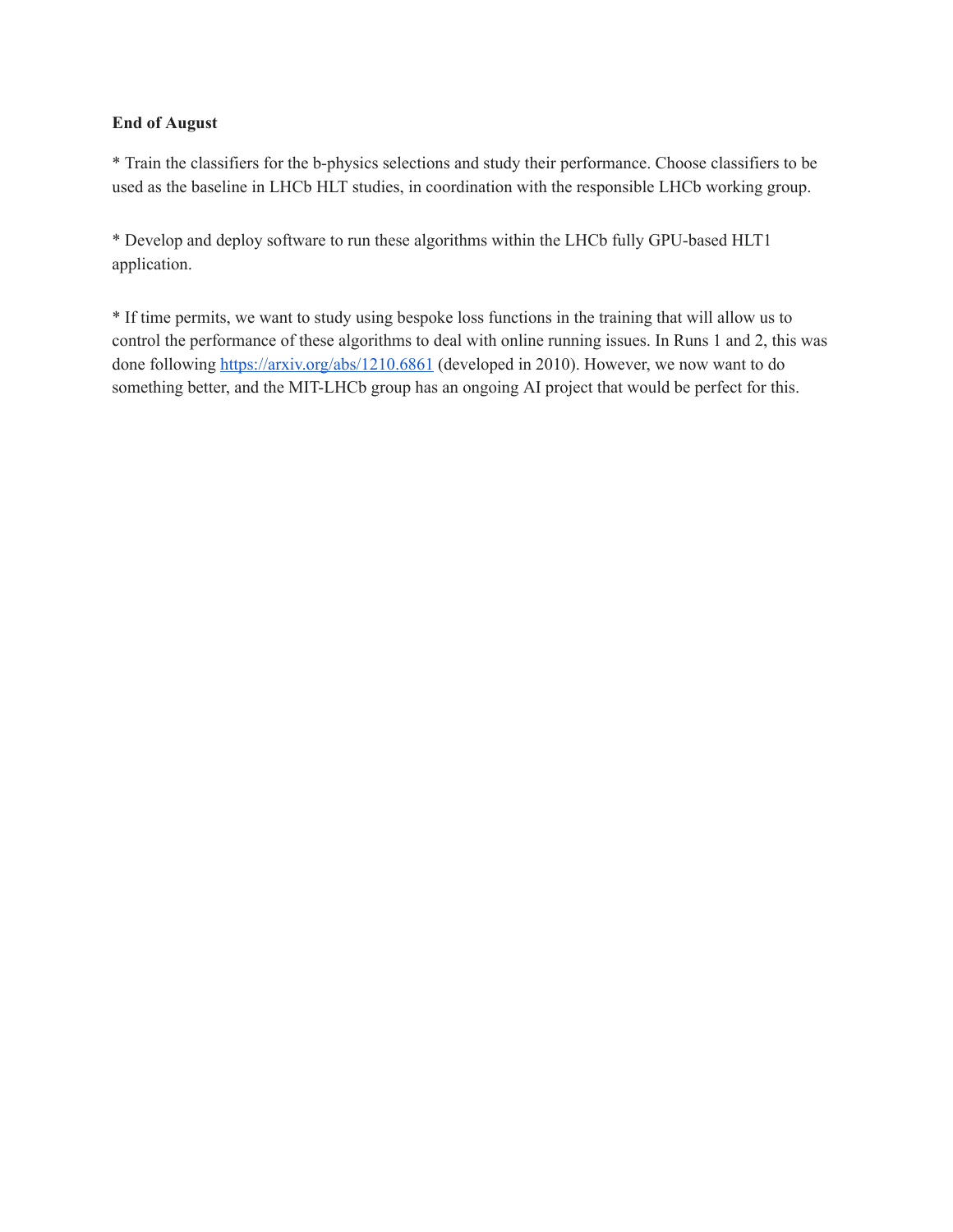**End of August**

* Train the classifiers for the b-physics selections and study their performance. Choose classifiers to be used as the baseline in LHCb HLT studies, in coordination with the responsible LHCb working group.

* Develop and deploy software to run these algorithms within the LHCb fully GPU-based HLT1 application.

* If time permits, we want to study using bespoke loss functions in the training that will allow us to control the performance of these algorithms to deal with online running issues. In Runs 1 and 2, this was done following [https://arxiv.org/abs/1210.6861](https://arxiv.org/abs/1210.6861) (developed in 2010). However, we now want to do something better, and the MIT-LHCb group has an ongoing AI project that would be perfect for this.